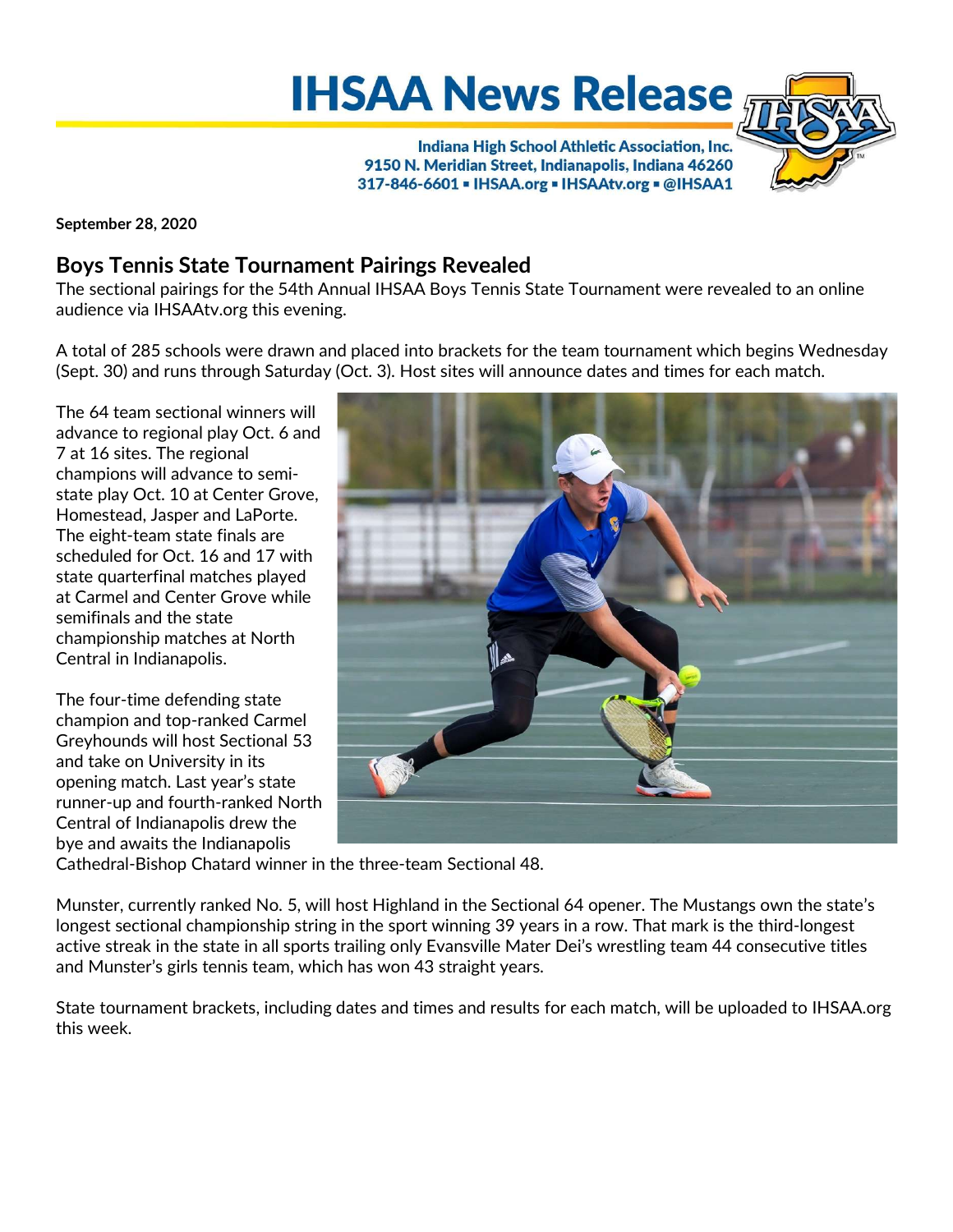# IHSAA News Release

**Indiana High School Athletic Association, Inc.**
**9150 N. Meridian Street, Indianapolis, Indiana 46260**
**317-846-6601 ▪ IHSAA.org ▪ IHSAAtv.org ▪ @IHSAA1**

**September 28, 2020**

## Boys Tennis State Tournament Pairings Revealed

The sectional pairings for the 54th Annual IHSAA Boys Tennis State Tournament were revealed to an online audience via IHSAAtv.org this evening.

A total of 285 schools were drawn and placed into brackets for the team tournament which begins Wednesday (Sept. 30) and runs through Saturday (Oct. 3). Host sites will announce dates and times for each match.

The 64 team sectional winners will advance to regional play Oct. 6 and 7 at 16 sites. The regional champions will advance to semi-state play Oct. 10 at Center Grove, Homestead, Jasper and LaPorte. The eight-team state finals are scheduled for Oct. 16 and 17 with state quarterfinal matches played at Carmel and Center Grove while semifinals and the state championship matches at North Central in Indianapolis.

The four-time defending state champion and top-ranked Carmel Greyhounds will host Sectional 53 and take on University in its opening match. Last year's state runner-up and fourth-ranked North Central of Indianapolis drew the bye and awaits the Indianapolis Cathedral-Bishop Chatard winner in the three-team Sectional 48.

Munster, currently ranked No. 5, will host Highland in the Sectional 64 opener. The Mustangs own the state's longest sectional championship string in the sport winning 39 years in a row. That mark is the third-longest active streak in the state in all sports trailing only Evansville Mater Dei's wrestling team 44 consecutive titles and Munster's girls tennis team, which has won 43 straight years.

State tournament brackets, including dates and times and results for each match, will be uploaded to IHSAA.org this week.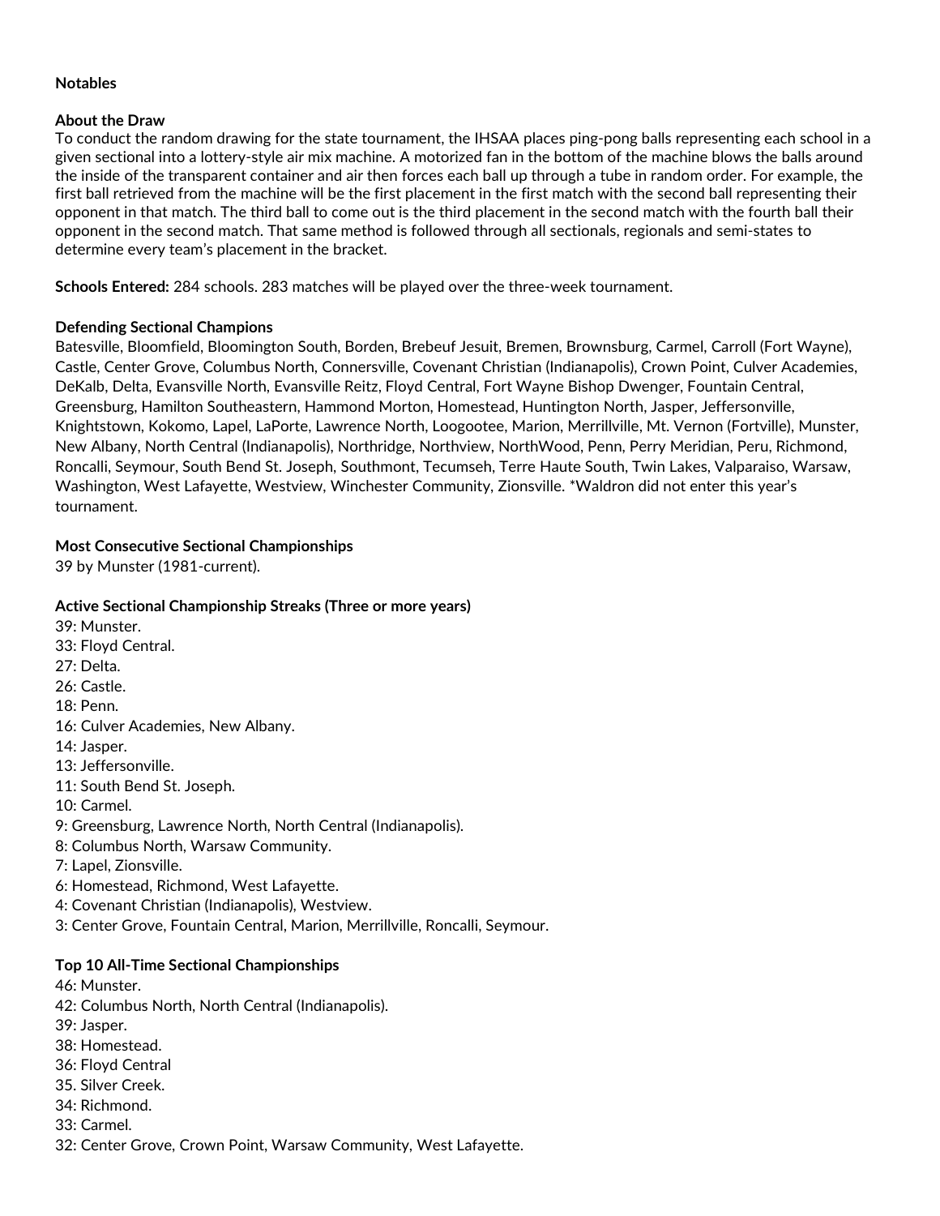**Notables**

**About the Draw**
To conduct the random drawing for the state tournament, the IHSAA places ping-pong balls representing each school in a given sectional into a lottery-style air mix machine. A motorized fan in the bottom of the machine blows the balls around the inside of the transparent container and air then forces each ball up through a tube in random order. For example, the first ball retrieved from the machine will be the first placement in the first match with the second ball representing their opponent in that match. The third ball to come out is the third placement in the second match with the fourth ball their opponent in the second match. That same method is followed through all sectionals, regionals and semi-states to determine every team's placement in the bracket.

**Schools Entered:** 284 schools. 283 matches will be played over the three-week tournament.

**Defending Sectional Champions**
Batesville, Bloomfield, Bloomington South, Borden, Brebeuf Jesuit, Bremen, Brownsburg, Carmel, Carroll (Fort Wayne), Castle, Center Grove, Columbus North, Connersville, Covenant Christian (Indianapolis), Crown Point, Culver Academies, DeKalb, Delta, Evansville North, Evansville Reitz, Floyd Central, Fort Wayne Bishop Dwenger, Fountain Central, Greensburg, Hamilton Southeastern, Hammond Morton, Homestead, Huntington North, Jasper, Jeffersonville, Knightstown, Kokomo, Lapel, LaPorte, Lawrence North, Loogootee, Marion, Merrillville, Mt. Vernon (Fortville), Munster, New Albany, North Central (Indianapolis), Northridge, Northview, NorthWood, Penn, Perry Meridian, Peru, Richmond, Roncalli, Seymour, South Bend St. Joseph, Southmont, Tecumseh, Terre Haute South, Twin Lakes, Valparaiso, Warsaw, Washington, West Lafayette, Westview, Winchester Community, Zionsville. *Waldron did not enter this year's tournament.

**Most Consecutive Sectional Championships**
39 by Munster (1981-current).

**Active Sectional Championship Streaks (Three or more years)**
39: Munster.
33: Floyd Central.
27: Delta.
26: Castle.
18: Penn.
16: Culver Academies, New Albany.
14: Jasper.
13: Jeffersonville.
11: South Bend St. Joseph.
10: Carmel.
9: Greensburg, Lawrence North, North Central (Indianapolis).
8: Columbus North, Warsaw Community.
7: Lapel, Zionsville.
6: Homestead, Richmond, West Lafayette.
4: Covenant Christian (Indianapolis), Westview.
3: Center Grove, Fountain Central, Marion, Merrillville, Roncalli, Seymour.

**Top 10 All-Time Sectional Championships**
46: Munster.
42: Columbus North, North Central (Indianapolis).
39: Jasper.
38: Homestead.
36: Floyd Central
35. Silver Creek.
34: Richmond.
33: Carmel.
32: Center Grove, Crown Point, Warsaw Community, West Lafayette.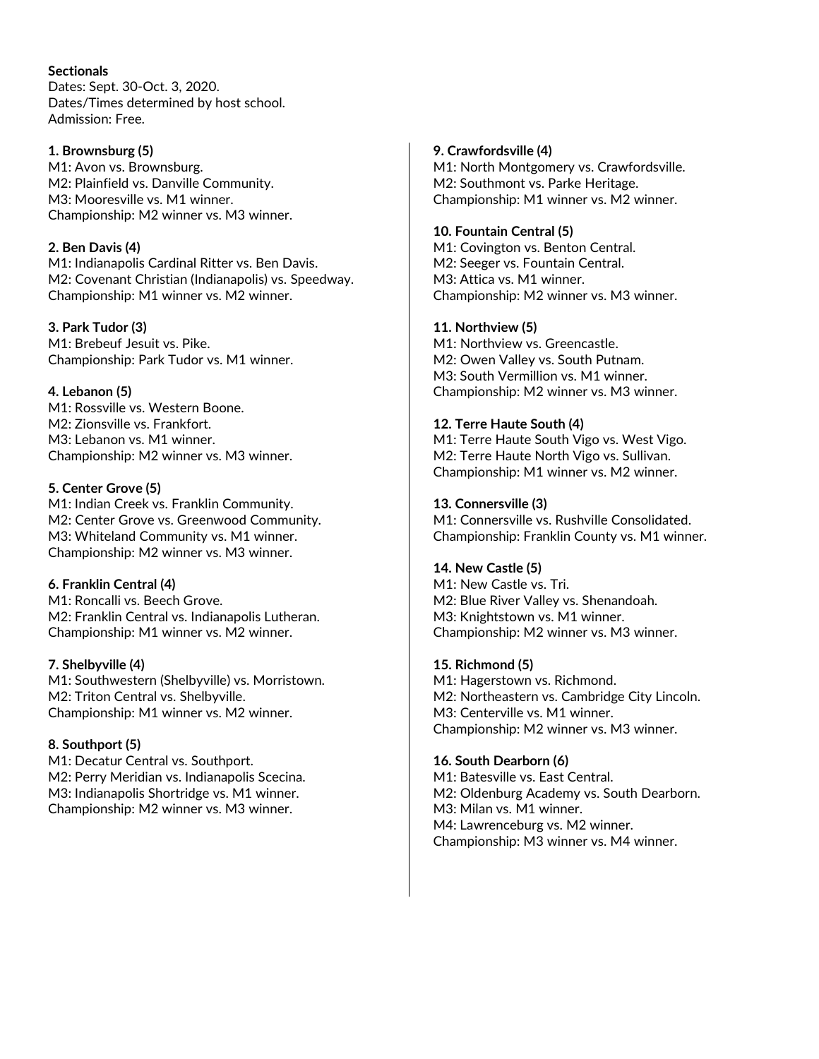**Sectionals**
Dates: Sept. 30-Oct. 3, 2020.
Dates/Times determined by host school.
Admission: Free.

**1. Brownsburg (5)**
M1: Avon vs. Brownsburg.
M2: Plainfield vs. Danville Community.
M3: Mooresville vs. M1 winner.
Championship: M2 winner vs. M3 winner.

**2. Ben Davis (4)**
M1: Indianapolis Cardinal Ritter vs. Ben Davis.
M2: Covenant Christian (Indianapolis) vs. Speedway.
Championship: M1 winner vs. M2 winner.

**3. Park Tudor (3)**
M1: Brebeuf Jesuit vs. Pike.
Championship: Park Tudor vs. M1 winner.

**4. Lebanon (5)**
M1: Rossville vs. Western Boone.
M2: Zionsville vs. Frankfort.
M3: Lebanon vs. M1 winner.
Championship: M2 winner vs. M3 winner.

**5. Center Grove (5)**
M1: Indian Creek vs. Franklin Community.
M2: Center Grove vs. Greenwood Community.
M3: Whiteland Community vs. M1 winner.
Championship: M2 winner vs. M3 winner.

**6. Franklin Central (4)**
M1: Roncalli vs. Beech Grove.
M2: Franklin Central vs. Indianapolis Lutheran.
Championship: M1 winner vs. M2 winner.

**7. Shelbyville (4)**
M1: Southwestern (Shelbyville) vs. Morristown.
M2: Triton Central vs. Shelbyville.
Championship: M1 winner vs. M2 winner.

**8. Southport (5)**
M1: Decatur Central vs. Southport.
M2: Perry Meridian vs. Indianapolis Scecina.
M3: Indianapolis Shortridge vs. M1 winner.
Championship: M2 winner vs. M3 winner.

**9. Crawfordsville (4)**
M1: North Montgomery vs. Crawfordsville.
M2: Southmont vs. Parke Heritage.
Championship: M1 winner vs. M2 winner.

**10. Fountain Central (5)**
M1: Covington vs. Benton Central.
M2: Seeger vs. Fountain Central.
M3: Attica vs. M1 winner.
Championship: M2 winner vs. M3 winner.

**11. Northview (5)**
M1: Northview vs. Greencastle.
M2: Owen Valley vs. South Putnam.
M3: South Vermillion vs. M1 winner.
Championship: M2 winner vs. M3 winner.

**12. Terre Haute South (4)**
M1: Terre Haute South Vigo vs. West Vigo.
M2: Terre Haute North Vigo vs. Sullivan.
Championship: M1 winner vs. M2 winner.

**13. Connersville (3)**
M1: Connersville vs. Rushville Consolidated.
Championship: Franklin County vs. M1 winner.

**14. New Castle (5)**
M1: New Castle vs. Tri.
M2: Blue River Valley vs. Shenandoah.
M3: Knightstown vs. M1 winner.
Championship: M2 winner vs. M3 winner.

**15. Richmond (5)**
M1: Hagerstown vs. Richmond.
M2: Northeastern vs. Cambridge City Lincoln.
M3: Centerville vs. M1 winner.
Championship: M2 winner vs. M3 winner.

**16. South Dearborn (6)**
M1: Batesville vs. East Central.
M2: Oldenburg Academy vs. South Dearborn.
M3: Milan vs. M1 winner.
M4: Lawrenceburg vs. M2 winner.
Championship: M3 winner vs. M4 winner.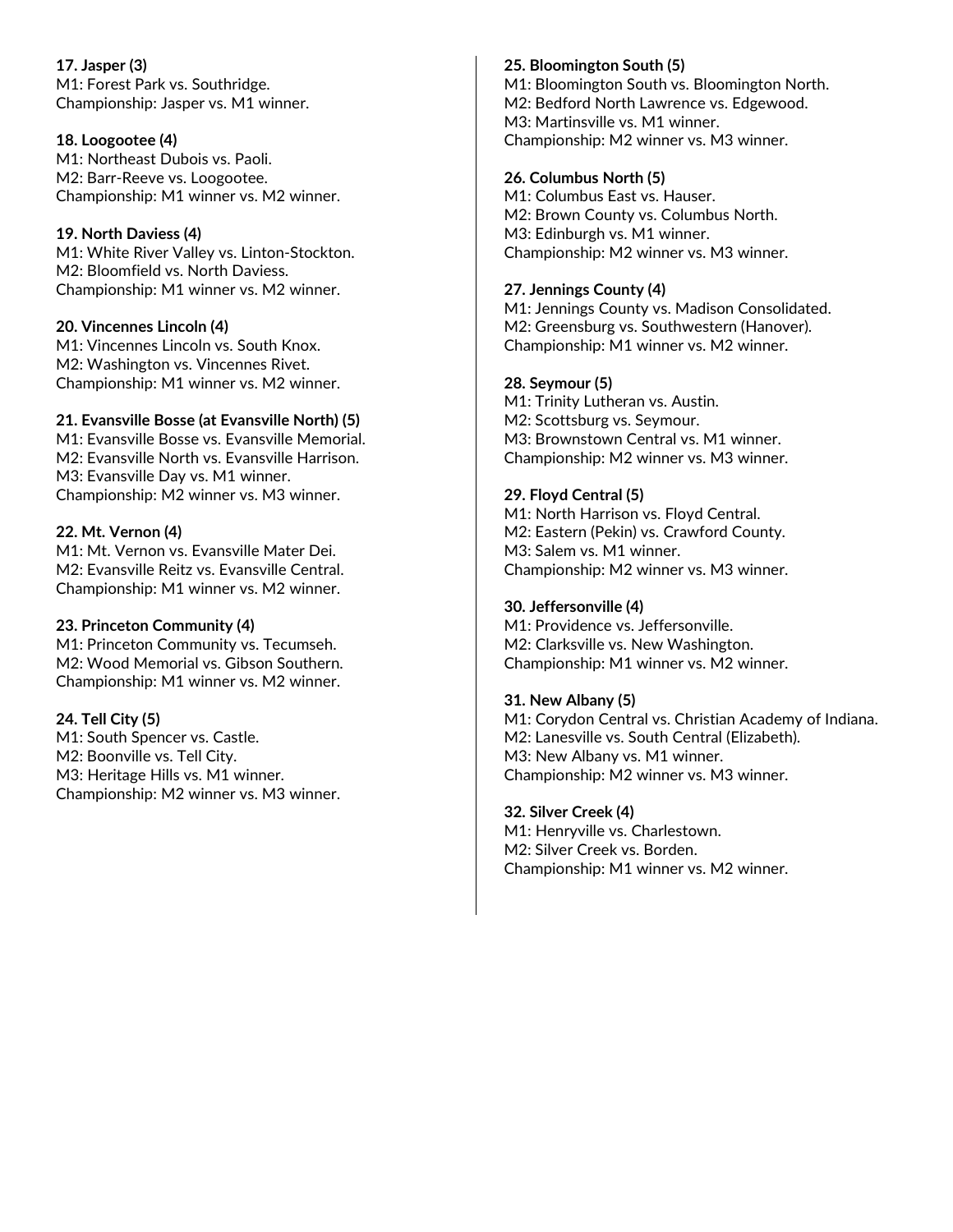**17. Jasper (3)**
M1: Forest Park vs. Southridge.
Championship: Jasper vs. M1 winner.

**18. Loogootee (4)**
M1: Northeast Dubois vs. Paoli.
M2: Barr-Reeve vs. Loogootee.
Championship: M1 winner vs. M2 winner.

**19. North Daviess (4)**
M1: White River Valley vs. Linton-Stockton.
M2: Bloomfield vs. North Daviess.
Championship: M1 winner vs. M2 winner.

**20. Vincennes Lincoln (4)**
M1: Vincennes Lincoln vs. South Knox.
M2: Washington vs. Vincennes Rivet.
Championship: M1 winner vs. M2 winner.

**21. Evansville Bosse (at Evansville North) (5)**
M1: Evansville Bosse vs. Evansville Memorial.
M2: Evansville North vs. Evansville Harrison.
M3: Evansville Day vs. M1 winner.
Championship: M2 winner vs. M3 winner.

**22. Mt. Vernon (4)**
M1: Mt. Vernon vs. Evansville Mater Dei.
M2: Evansville Reitz vs. Evansville Central.
Championship: M1 winner vs. M2 winner.

**23. Princeton Community (4)**
M1: Princeton Community vs. Tecumseh.
M2: Wood Memorial vs. Gibson Southern.
Championship: M1 winner vs. M2 winner.

**24. Tell City (5)**
M1: South Spencer vs. Castle.
M2: Boonville vs. Tell City.
M3: Heritage Hills vs. M1 winner.
Championship: M2 winner vs. M3 winner.

**25. Bloomington South (5)**
M1: Bloomington South vs. Bloomington North.
M2: Bedford North Lawrence vs. Edgewood.
M3: Martinsville vs. M1 winner.
Championship: M2 winner vs. M3 winner.

**26. Columbus North (5)**
M1: Columbus East vs. Hauser.
M2: Brown County vs. Columbus North.
M3: Edinburgh vs. M1 winner.
Championship: M2 winner vs. M3 winner.

**27. Jennings County (4)**
M1: Jennings County vs. Madison Consolidated.
M2: Greensburg vs. Southwestern (Hanover).
Championship: M1 winner vs. M2 winner.

**28. Seymour (5)**
M1: Trinity Lutheran vs. Austin.
M2: Scottsburg vs. Seymour.
M3: Brownstown Central vs. M1 winner.
Championship: M2 winner vs. M3 winner.

**29. Floyd Central (5)**
M1: North Harrison vs. Floyd Central.
M2: Eastern (Pekin) vs. Crawford County.
M3: Salem vs. M1 winner.
Championship: M2 winner vs. M3 winner.

**30. Jeffersonville (4)**
M1: Providence vs. Jeffersonville.
M2: Clarksville vs. New Washington.
Championship: M1 winner vs. M2 winner.

**31. New Albany (5)**
M1: Corydon Central vs. Christian Academy of Indiana.
M2: Lanesville vs. South Central (Elizabeth).
M3: New Albany vs. M1 winner.
Championship: M2 winner vs. M3 winner.

**32. Silver Creek (4)**
M1: Henryville vs. Charlestown.
M2: Silver Creek vs. Borden.
Championship: M1 winner vs. M2 winner.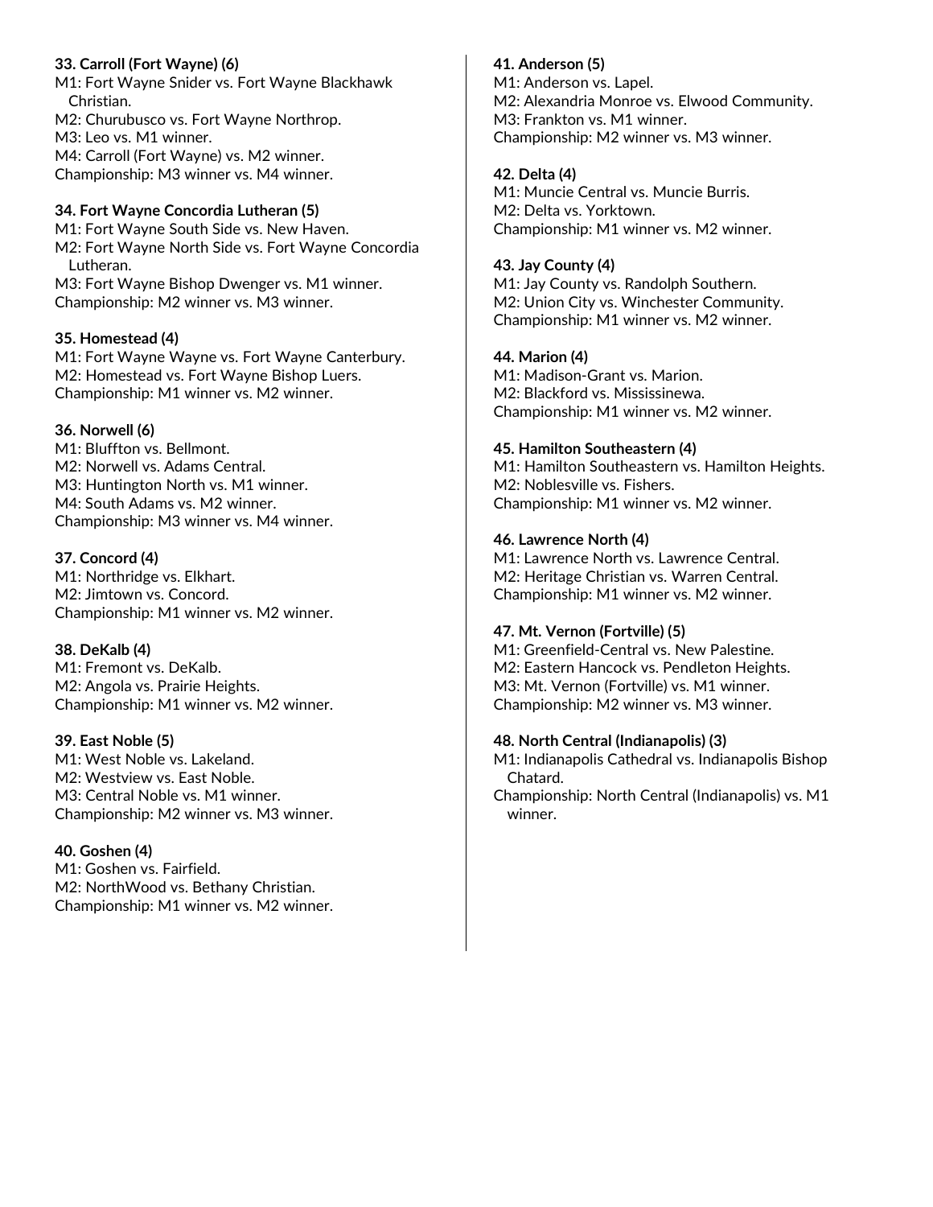**33. Carroll (Fort Wayne) (6)**
M1: Fort Wayne Snider vs. Fort Wayne Blackhawk Christian.
M2: Churubusco vs. Fort Wayne Northrop.
M3: Leo vs. M1 winner.
M4: Carroll (Fort Wayne) vs. M2 winner.
Championship: M3 winner vs. M4 winner.

**34. Fort Wayne Concordia Lutheran (5)**
M1: Fort Wayne South Side vs. New Haven.
M2: Fort Wayne North Side vs. Fort Wayne Concordia Lutheran.
M3: Fort Wayne Bishop Dwenger vs. M1 winner.
Championship: M2 winner vs. M3 winner.

**35. Homestead (4)**
M1: Fort Wayne Wayne vs. Fort Wayne Canterbury.
M2: Homestead vs. Fort Wayne Bishop Luers.
Championship: M1 winner vs. M2 winner.

**36. Norwell (6)**
M1: Bluffton vs. Bellmont.
M2: Norwell vs. Adams Central.
M3: Huntington North vs. M1 winner.
M4: South Adams vs. M2 winner.
Championship: M3 winner vs. M4 winner.

**37. Concord (4)**
M1: Northridge vs. Elkhart.
M2: Jimtown vs. Concord.
Championship: M1 winner vs. M2 winner.

**38. DeKalb (4)**
M1: Fremont vs. DeKalb.
M2: Angola vs. Prairie Heights.
Championship: M1 winner vs. M2 winner.

**39. East Noble (5)**
M1: West Noble vs. Lakeland.
M2: Westview vs. East Noble.
M3: Central Noble vs. M1 winner.
Championship: M2 winner vs. M3 winner.

**40. Goshen (4)**
M1: Goshen vs. Fairfield.
M2: NorthWood vs. Bethany Christian.
Championship: M1 winner vs. M2 winner.

**41. Anderson (5)**
M1: Anderson vs. Lapel.
M2: Alexandria Monroe vs. Elwood Community.
M3: Frankton vs. M1 winner.
Championship: M2 winner vs. M3 winner.

**42. Delta (4)**
M1: Muncie Central vs. Muncie Burris.
M2: Delta vs. Yorktown.
Championship: M1 winner vs. M2 winner.

**43. Jay County (4)**
M1: Jay County vs. Randolph Southern.
M2: Union City vs. Winchester Community.
Championship: M1 winner vs. M2 winner.

**44. Marion (4)**
M1: Madison-Grant vs. Marion.
M2: Blackford vs. Mississinewa.
Championship: M1 winner vs. M2 winner.

**45. Hamilton Southeastern (4)**
M1: Hamilton Southeastern vs. Hamilton Heights.
M2: Noblesville vs. Fishers.
Championship: M1 winner vs. M2 winner.

**46. Lawrence North (4)**
M1: Lawrence North vs. Lawrence Central.
M2: Heritage Christian vs. Warren Central.
Championship: M1 winner vs. M2 winner.

**47. Mt. Vernon (Fortville) (5)**
M1: Greenfield-Central vs. New Palestine.
M2: Eastern Hancock vs. Pendleton Heights.
M3: Mt. Vernon (Fortville) vs. M1 winner.
Championship: M2 winner vs. M3 winner.

**48. North Central (Indianapolis) (3)**
M1: Indianapolis Cathedral vs. Indianapolis Bishop Chatard.
Championship: North Central (Indianapolis) vs. M1 winner.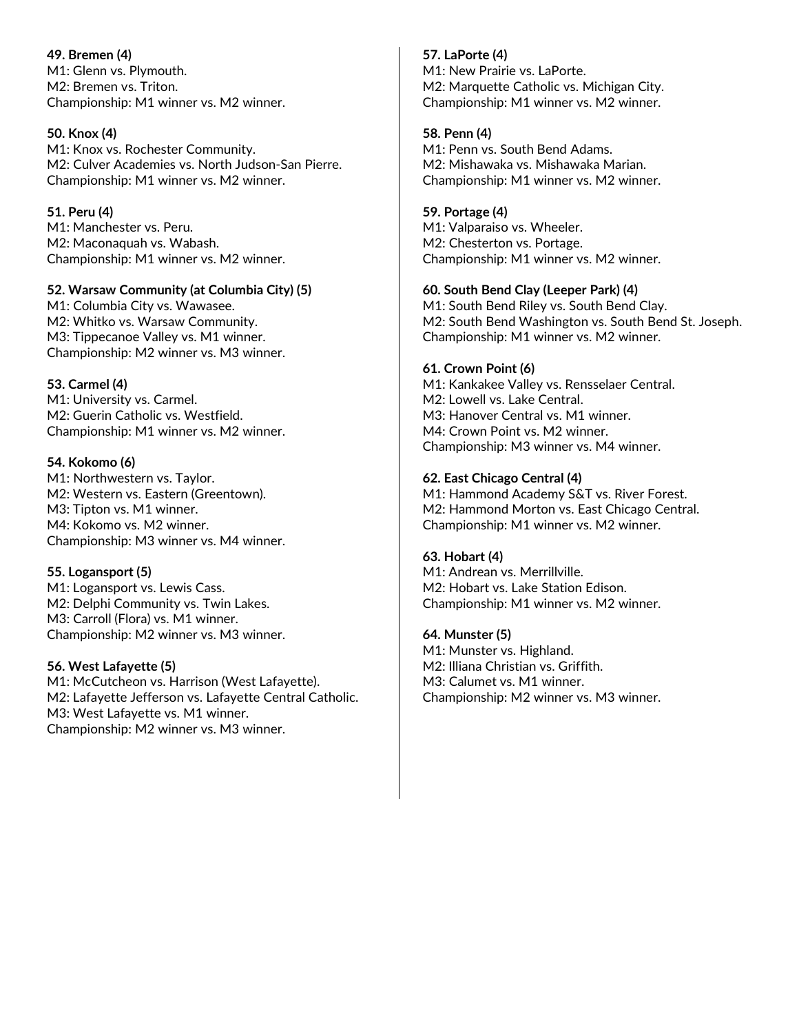**49. Bremen (4)**
M1: Glenn vs. Plymouth.
M2: Bremen vs. Triton.
Championship: M1 winner vs. M2 winner.

**50. Knox (4)**
M1: Knox vs. Rochester Community.
M2: Culver Academies vs. North Judson-San Pierre.
Championship: M1 winner vs. M2 winner.

**51. Peru (4)**
M1: Manchester vs. Peru.
M2: Maconaquah vs. Wabash.
Championship: M1 winner vs. M2 winner.

**52. Warsaw Community (at Columbia City) (5)**
M1: Columbia City vs. Wawasee.
M2: Whitko vs. Warsaw Community.
M3: Tippecanoe Valley vs. M1 winner.
Championship: M2 winner vs. M3 winner.

**53. Carmel (4)**
M1: University vs. Carmel.
M2: Guerin Catholic vs. Westfield.
Championship: M1 winner vs. M2 winner.

**54. Kokomo (6)**
M1: Northwestern vs. Taylor.
M2: Western vs. Eastern (Greentown).
M3: Tipton vs. M1 winner.
M4: Kokomo vs. M2 winner.
Championship: M3 winner vs. M4 winner.

**55. Logansport (5)**
M1: Logansport vs. Lewis Cass.
M2: Delphi Community vs. Twin Lakes.
M3: Carroll (Flora) vs. M1 winner.
Championship: M2 winner vs. M3 winner.

**56. West Lafayette (5)**
M1: McCutcheon vs. Harrison (West Lafayette).
M2: Lafayette Jefferson vs. Lafayette Central Catholic.
M3: West Lafayette vs. M1 winner.
Championship: M2 winner vs. M3 winner.

**57. LaPorte (4)**
M1: New Prairie vs. LaPorte.
M2: Marquette Catholic vs. Michigan City.
Championship: M1 winner vs. M2 winner.

**58. Penn (4)**
M1: Penn vs. South Bend Adams.
M2: Mishawaka vs. Mishawaka Marian.
Championship: M1 winner vs. M2 winner.

**59. Portage (4)**
M1: Valparaiso vs. Wheeler.
M2: Chesterton vs. Portage.
Championship: M1 winner vs. M2 winner.

**60. South Bend Clay (Leeper Park) (4)**
M1: South Bend Riley vs. South Bend Clay.
M2: South Bend Washington vs. South Bend St. Joseph.
Championship: M1 winner vs. M2 winner.

**61. Crown Point (6)**
M1: Kankakee Valley vs. Rensselaer Central.
M2: Lowell vs. Lake Central.
M3: Hanover Central vs. M1 winner.
M4: Crown Point vs. M2 winner.
Championship: M3 winner vs. M4 winner.

**62. East Chicago Central (4)**
M1: Hammond Academy S&T vs. River Forest.
M2: Hammond Morton vs. East Chicago Central.
Championship: M1 winner vs. M2 winner.

**63. Hobart (4)**
M1: Andrean vs. Merrillville.
M2: Hobart vs. Lake Station Edison.
Championship: M1 winner vs. M2 winner.

**64. Munster (5)**
M1: Munster vs. Highland.
M2: Illiana Christian vs. Griffith.
M3: Calumet vs. M1 winner.
Championship: M2 winner vs. M3 winner.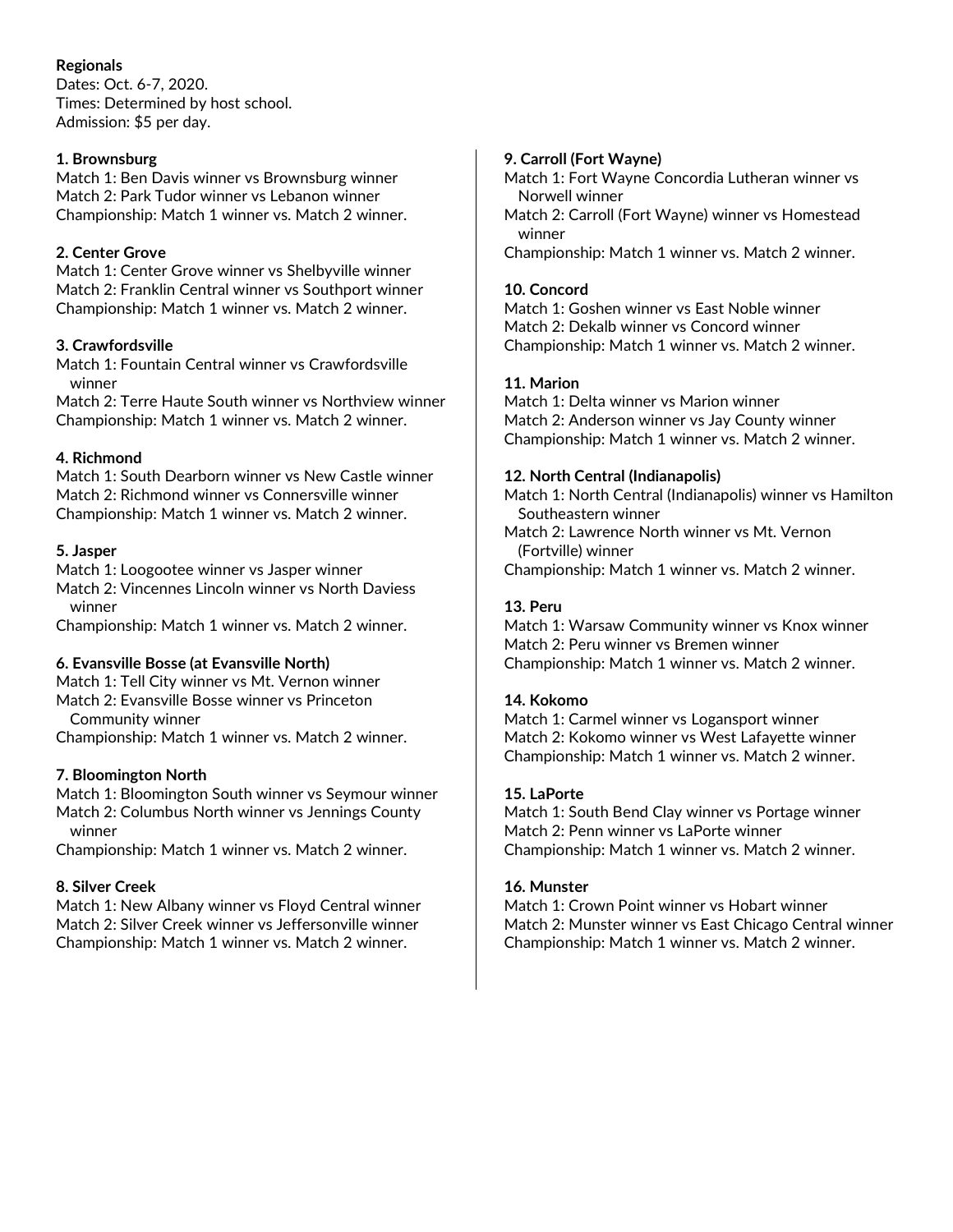**Regionals**
Dates: Oct. 6-7, 2020.
Times: Determined by host school.
Admission: $5 per day.

**1. Brownsburg**
Match 1: Ben Davis winner vs Brownsburg winner
Match 2: Park Tudor winner vs Lebanon winner
Championship: Match 1 winner vs. Match 2 winner.

**2. Center Grove**
Match 1: Center Grove winner vs Shelbyville winner
Match 2: Franklin Central winner vs Southport winner
Championship: Match 1 winner vs. Match 2 winner.

**3. Crawfordsville**
Match 1: Fountain Central winner vs Crawfordsville winner
Match 2: Terre Haute South winner vs Northview winner
Championship: Match 1 winner vs. Match 2 winner.

**4. Richmond**
Match 1: South Dearborn winner vs New Castle winner
Match 2: Richmond winner vs Connersville winner
Championship: Match 1 winner vs. Match 2 winner.

**5. Jasper**
Match 1: Loogootee winner vs Jasper winner
Match 2: Vincennes Lincoln winner vs North Daviess winner
Championship: Match 1 winner vs. Match 2 winner.

**6. Evansville Bosse (at Evansville North)**
Match 1: Tell City winner vs Mt. Vernon winner
Match 2: Evansville Bosse winner vs Princeton Community winner
Championship: Match 1 winner vs. Match 2 winner.

**7. Bloomington North**
Match 1: Bloomington South winner vs Seymour winner
Match 2: Columbus North winner vs Jennings County winner
Championship: Match 1 winner vs. Match 2 winner.

**8. Silver Creek**
Match 1: New Albany winner vs Floyd Central winner
Match 2: Silver Creek winner vs Jeffersonville winner
Championship: Match 1 winner vs. Match 2 winner.

**9. Carroll (Fort Wayne)**
Match 1: Fort Wayne Concordia Lutheran winner vs Norwell winner
Match 2: Carroll (Fort Wayne) winner vs Homestead winner
Championship: Match 1 winner vs. Match 2 winner.

**10. Concord**
Match 1: Goshen winner vs East Noble winner
Match 2: Dekalb winner vs Concord winner
Championship: Match 1 winner vs. Match 2 winner.

**11. Marion**
Match 1: Delta winner vs Marion winner
Match 2: Anderson winner vs Jay County winner
Championship: Match 1 winner vs. Match 2 winner.

**12. North Central (Indianapolis)**
Match 1: North Central (Indianapolis) winner vs Hamilton Southeastern winner
Match 2: Lawrence North winner vs Mt. Vernon (Fortville) winner
Championship: Match 1 winner vs. Match 2 winner.

**13. Peru**
Match 1: Warsaw Community winner vs Knox winner
Match 2: Peru winner vs Bremen winner
Championship: Match 1 winner vs. Match 2 winner.

**14. Kokomo**
Match 1: Carmel winner vs Logansport winner
Match 2: Kokomo winner vs West Lafayette winner
Championship: Match 1 winner vs. Match 2 winner.

**15. LaPorte**
Match 1: South Bend Clay winner vs Portage winner
Match 2: Penn winner vs LaPorte winner
Championship: Match 1 winner vs. Match 2 winner.

**16. Munster**
Match 1: Crown Point winner vs Hobart winner
Match 2: Munster winner vs East Chicago Central winner
Championship: Match 1 winner vs. Match 2 winner.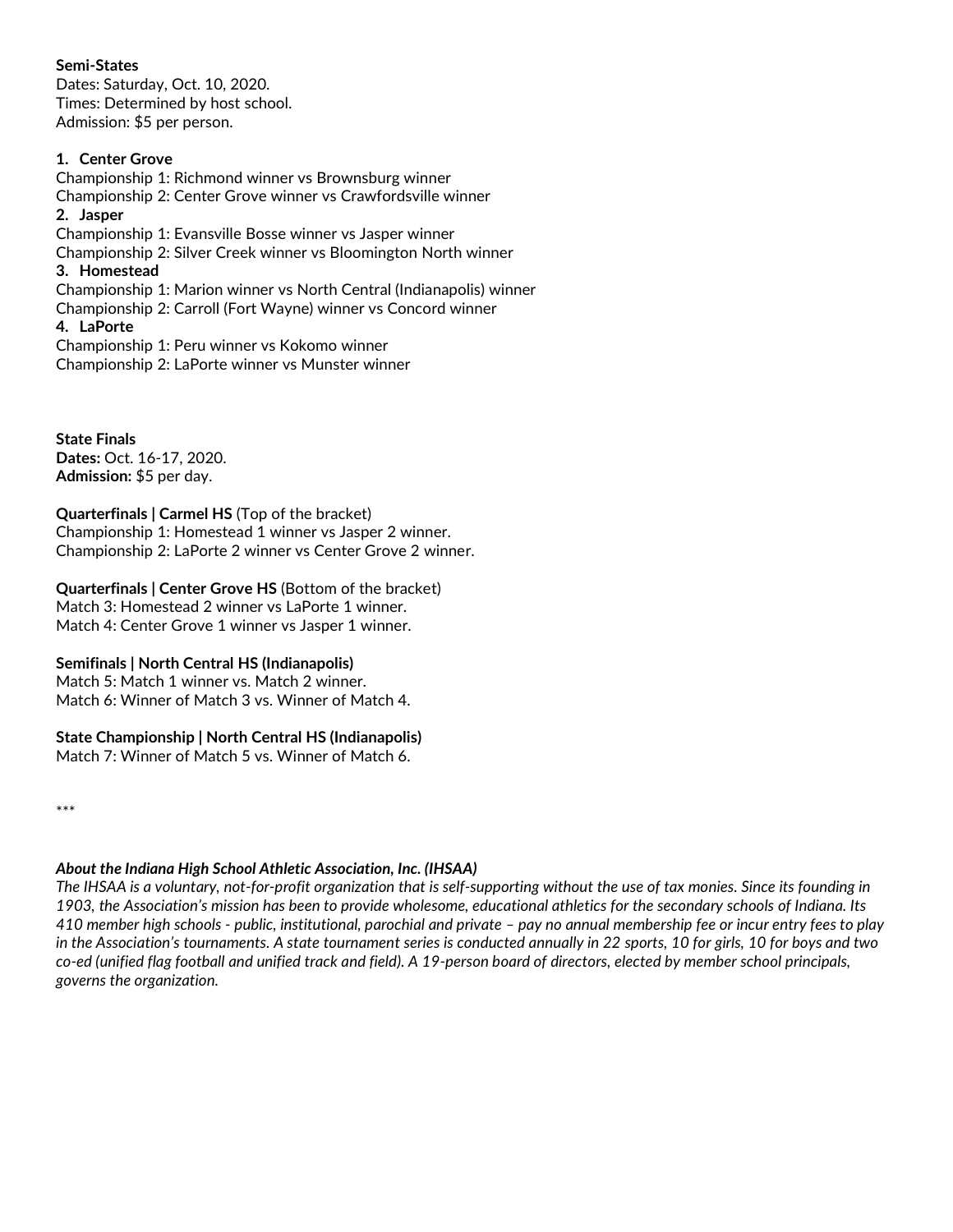**Semi-States**
Dates: Saturday, Oct. 10, 2020.
Times: Determined by host school.
Admission: $5 per person.

1. **Center Grove**
Championship 1: Richmond winner vs Brownsburg winner
Championship 2: Center Grove winner vs Crawfordsville winner
2. **Jasper**
Championship 1: Evansville Bosse winner vs Jasper winner
Championship 2: Silver Creek winner vs Bloomington North winner
3. **Homestead**
Championship 1: Marion winner vs North Central (Indianapolis) winner
Championship 2: Carroll (Fort Wayne) winner vs Concord winner
4. **LaPorte**
Championship 1: Peru winner vs Kokomo winner
Championship 2: LaPorte winner vs Munster winner

**State Finals**
**Dates:** Oct. 16-17, 2020.
**Admission:** $5 per day.

**Quarterfinals | Carmel HS** (Top of the bracket)
Championship 1: Homestead 1 winner vs Jasper 2 winner.
Championship 2: LaPorte 2 winner vs Center Grove 2 winner.

**Quarterfinals | Center Grove HS** (Bottom of the bracket)
Match 3: Homestead 2 winner vs LaPorte 1 winner.
Match 4: Center Grove 1 winner vs Jasper 1 winner.

**Semifinals | North Central HS (Indianapolis)**
Match 5: Match 1 winner vs. Match 2 winner.
Match 6: Winner of Match 3 vs. Winner of Match 4.

**State Championship | North Central HS (Indianapolis)**
Match 7: Winner of Match 5 vs. Winner of Match 6.

***

***About the Indiana High School Athletic Association, Inc. (IHSAA)***
*The IHSAA is a voluntary, not-for-profit organization that is self-supporting without the use of tax monies. Since its founding in 1903, the Association's mission has been to provide wholesome, educational athletics for the secondary schools of Indiana. Its 410 member high schools - public, institutional, parochial and private – pay no annual membership fee or incur entry fees to play in the Association's tournaments. A state tournament series is conducted annually in 22 sports, 10 for girls, 10 for boys and two co-ed (unified flag football and unified track and field). A 19-person board of directors, elected by member school principals, governs the organization.*